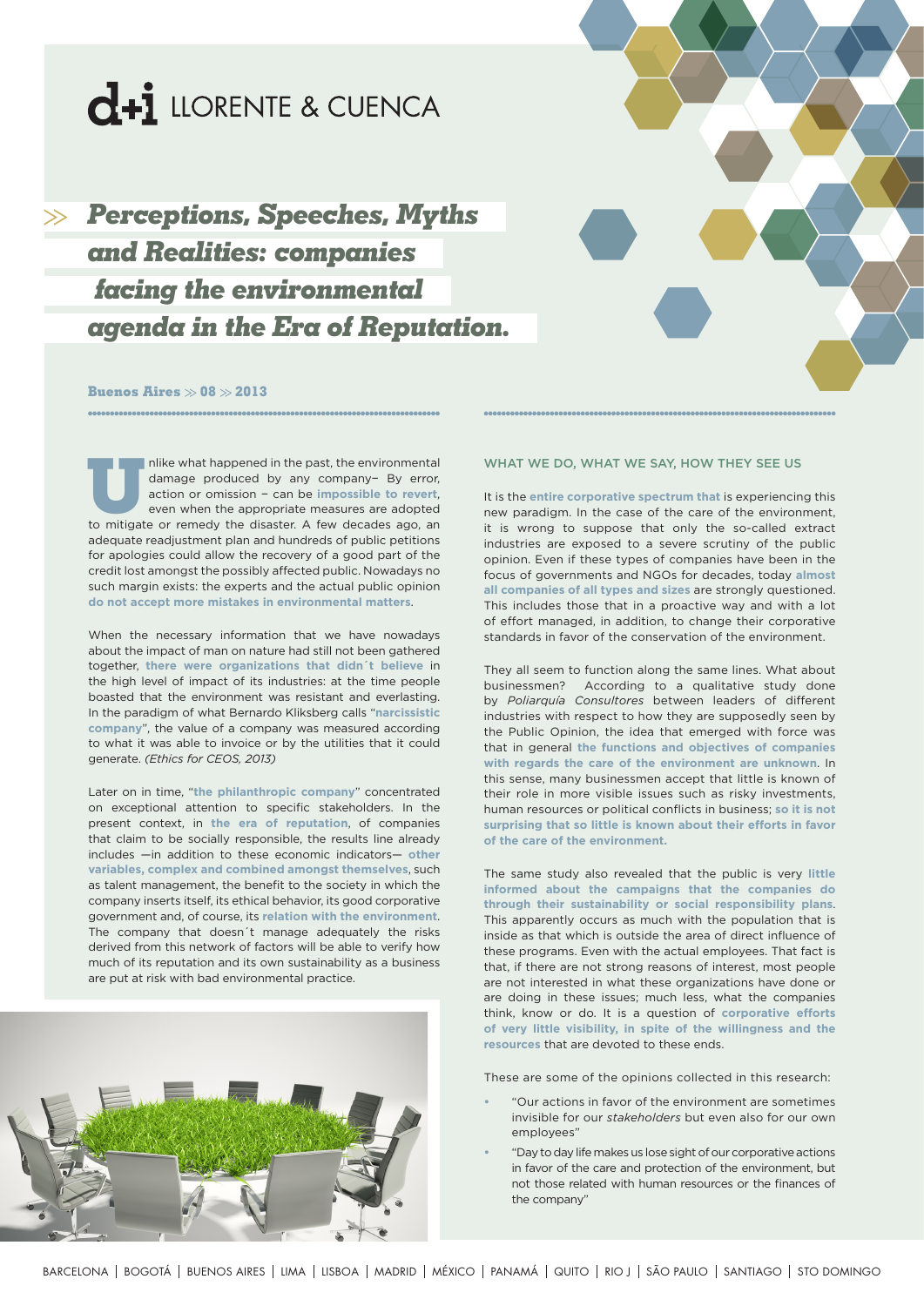d+i LLORENTE & CUENCA

# Perceptions, Speeches, Myths and Realities: companies facing the environmental agenda in the Era of Reputation.

**Buenos Aires » 08 » 2013**

Unlike what happened in the past, the environmental damage produced by any company– By error, action or omission – can be **impossible to revert**, even when the appropriate measures are adopted to mitigate or remedy the disaster. A few decades ago, an adequate readjustment plan and hundreds of public petitions for apologies could allow the recovery of a good part of the credit lost amongst the possibly affected public. Nowadays no such margin exists: the experts and the actual public opinion **do not accept more mistakes in environmental matters**.

When the necessary information that we have nowadays about the impact of man on nature had still not been gathered together, **there were organizations that didn´t believe** in the high level of impact of its industries: at the time people boasted that the environment was resistant and everlasting. In the paradigm of what Bernardo Kliksberg calls "**narcissistic company**", the value of a company was measured according to what it was able to invoice or by the utilities that it could generate. *(Ethics for CEOS, 2013)*

Later on in time, "**the philanthropic company**" concentrated on exceptional attention to specific stakeholders. In the present context, in **the era of reputation**, of companies that claim to be socially responsible, the results line already includes —in addition to these economic indicators— **other variables, complex and combined amongst themselves**, such as talent management, the benefit to the society in which the company inserts itself, its ethical behavior, its good corporative government and, of course, its **relation with the environment**. The company that doesn´t manage adequately the risks derived from this network of factors will be able to verify how much of its reputation and its own sustainability as a business are put at risk with bad environmental practice.

## WHAT WE DO, WHAT WE SAY, HOW THEY SEE US

It is the **entire corporative spectrum that** is experiencing this new paradigm. In the case of the care of the environment, it is wrong to suppose that only the so-called extract industries are exposed to a severe scrutiny of the public opinion. Even if these types of companies have been in the focus of governments and NGOs for decades, today **almost all companies of all types and sizes** are strongly questioned. This includes those that in a proactive way and with a lot of effort managed, in addition, to change their corporative standards in favor of the conservation of the environment.

They all seem to function along the same lines. What about businessmen? According to a qualitative study done by *Poliarquía Consultores* between leaders of different industries with respect to how they are supposedly seen by the Public Opinion, the idea that emerged with force was that in general **the functions and objectives of companies with regards the care of the environment are unknown**. In this sense, many businessmen accept that little is known of their role in more visible issues such as risky investments, human resources or political conflicts in business; **so it is not surprising that so little is known about their efforts in favor of the care of the environment.**

The same study also revealed that the public is very **little informed about the campaigns that the companies do through their sustainability or social responsibility plans**. This apparently occurs as much with the population that is inside as that which is outside the area of direct influence of these programs. Even with the actual employees. That fact is that, if there are not strong reasons of interest, most people are not interested in what these organizations have done or are doing in these issues; much less, what the companies think, know or do. It is a question of **corporative efforts of very little visibility, in spite of the willingness and the resources** that are devoted to these ends.

These are some of the opinions collected in this research:

- "Our actions in favor of the environment are sometimes invisible for our *stakeholders* but even also for our own employees"
- "Day to day life makes us lose sight of our corporative actions in favor of the care and protection of the environment, but not those related with human resources or the finances of the company"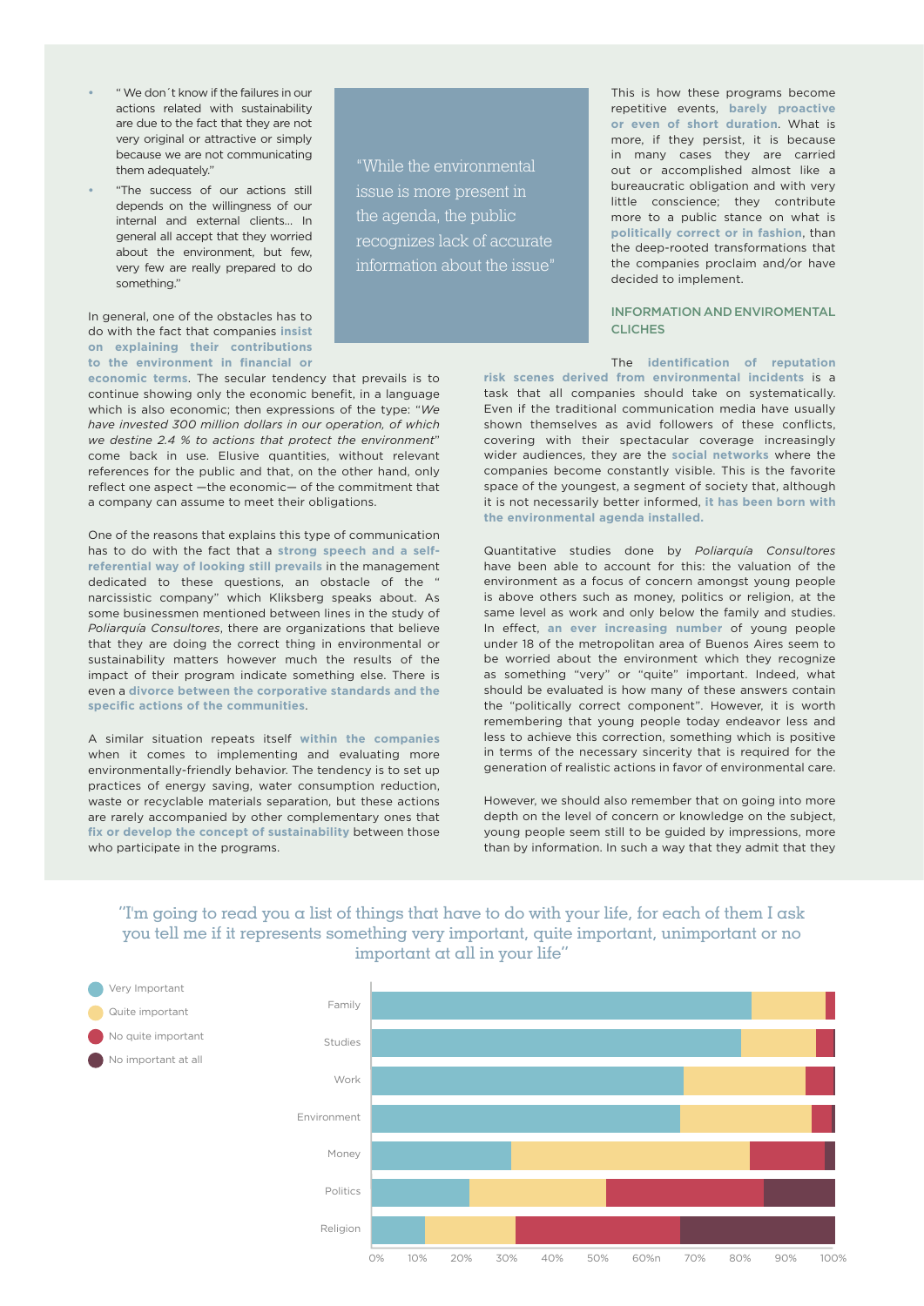- " We don´t know if the failures in our actions related with sustainability are due to the fact that they are not very original or attractive or simply because we are not communicating them adequately."
- "The success of our actions still depends on the willingness of our internal and external clients... In general all accept that they worried about the environment, but few, very few are really prepared to do something."

> "While the environmental issue is more present in the agenda, the public recognizes lack of accurate information about the issue"

In general, one of the obstacles has to do with the fact that companies **insist on explaining their contributions to the environment in financial or economic terms**. The secular tendency that prevails is to continue showing only the economic benefit, in a language which is also economic; then expressions of the type: "*We have invested 300 million dollars in our operation, of which we destine 2.4 % to actions that protect the environment*" come back in use. Elusive quantities, without relevant references for the public and that, on the other hand, only reflect one aspect —the economic— of the commitment that a company can assume to meet their obligations.

One of the reasons that explains this type of communication has to do with the fact that a **strong speech and a self-referential way of looking still prevails** in the management dedicated to these questions, an obstacle of the " narcissistic company" which Kliksberg speaks about. As some businessmen mentioned between lines in the study of *Poliarquía Consultores*, there are organizations that believe that they are doing the correct thing in environmental or sustainability matters however much the results of the impact of their program indicate something else. There is even a **divorce between the corporative standards and the specific actions of the communities**.

A similar situation repeats itself **within the companies** when it comes to implementing and evaluating more environmentally-friendly behavior. The tendency is to set up practices of energy saving, water consumption reduction, waste or recyclable materials separation, but these actions are rarely accompanied by other complementary ones that **fix or develop the concept of sustainability** between those who participate in the programs.

This is how these programs become repetitive events, **barely proactive or even of short duration**. What is more, if they persist, it is because in many cases they are carried out or accomplished almost like a bureaucratic obligation and with very little conscience; they contribute more to a public stance on what is **politically correct or in fashion**, than the deep-rooted transformations that the companies proclaim and/or have decided to implement.

## INFORMATION AND ENVIROMENTAL CLICHES

The **identification of reputation risk scenes derived from environmental incidents** is a task that all companies should take on systematically. Even if the traditional communication media have usually shown themselves as avid followers of these conflicts, covering with their spectacular coverage increasingly wider audiences, they are the **social networks** where the companies become constantly visible. This is the favorite space of the youngest, a segment of society that, although it is not necessarily better informed, **it has been born with the environmental agenda installed.**

Quantitative studies done by *Poliarquía Consultores* have been able to account for this: the valuation of the environment as a focus of concern amongst young people is above others such as money, politics or religion, at the same level as work and only below the family and studies. In effect, **an ever increasing number** of young people under 18 of the metropolitan area of Buenos Aires seem to be worried about the environment which they recognize as something "very" or "quite" important. Indeed, what should be evaluated is how many of these answers contain the "politically correct component". However, it is worth remembering that young people today endeavor less and less to achieve this correction, something which is positive in terms of the necessary sincerity that is required for the generation of realistic actions in favor of environmental care.

However, we should also remember that on going into more depth on the level of concern or knowledge on the subject, young people seem still to be guided by impressions, more than by information. In such a way that they admit that they

"I'm going to read you a list of things that have to do with your life, for each of them I ask you tell me if it represents something very important, quite important, unimportant or no important at all in your life"

| | Very Important | Quite important | No quite important | No important at all |
|---|---|---|---|---|
| Family | ~82% | ~16% | ~2% | |
| Studies | ~80% | ~16% | ~4% | ~0.5% |
| Work | ~67% | ~26% | ~6% | ~0.5% |
| Environment | ~67% | ~28% | ~4% | ~1% |
| Money | ~30% | ~52% | ~16% | ~2% |
| Politics | ~21% | ~30% | ~34% | ~15% |
| Religion | ~12% | ~20% | ~35% | ~33% |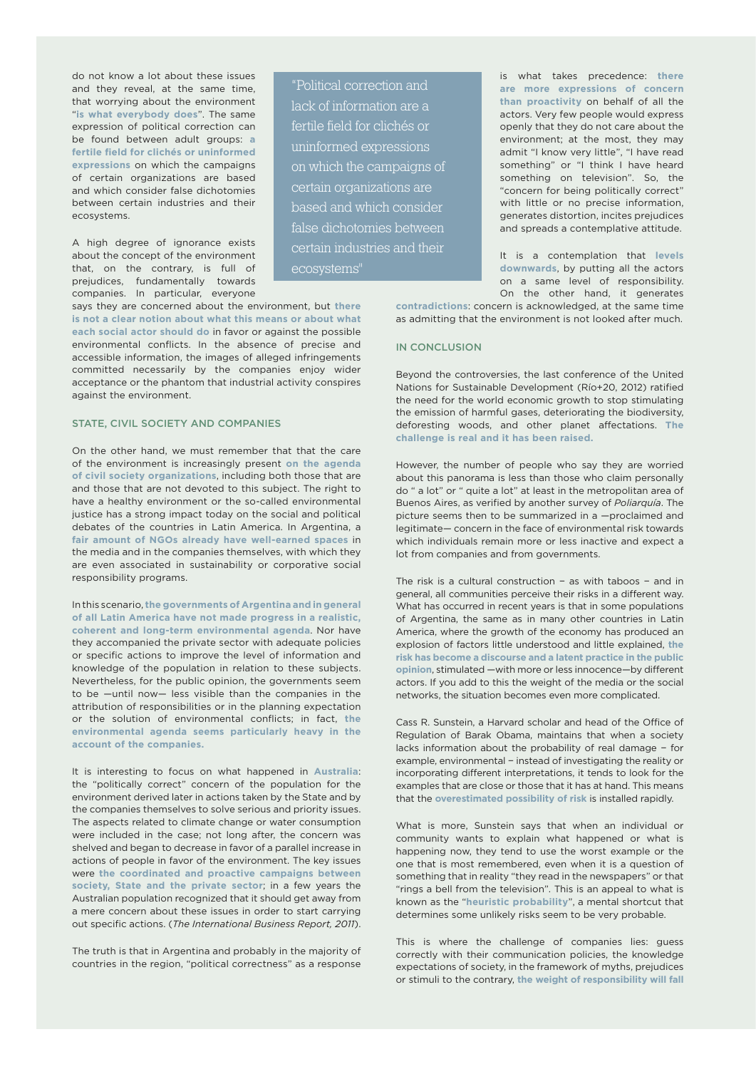do not know a lot about these issues and they reveal, at the same time, that worrying about the environment "**is what everybody does**". The same expression of political correction can be found between adult groups: **a fertile field for clichés or uninformed expressions** on which the campaigns of certain organizations are based and which consider false dichotomies between certain industries and their ecosystems.

> "Political correction and lack of information are a fertile field for clichés or uninformed expressions on which the campaigns of certain organizations are based and which consider false dichotomies between certain industries and their ecosystems"

A high degree of ignorance exists about the concept of the environment that, on the contrary, is full of prejudices, fundamentally towards companies. In particular, everyone says they are concerned about the environment, but **there is not a clear notion about what this means or about what each social actor should do** in favor or against the possible environmental conflicts. In the absence of precise and accessible information, the images of alleged infringements committed necessarily by the companies enjoy wider acceptance or the phantom that industrial activity conspires against the environment.

## STATE, CIVIL SOCIETY AND COMPANIES

On the other hand, we must remember that that the care of the environment is increasingly present **on the agenda of civil society organizations**, including both those that are and those that are not devoted to this subject. The right to have a healthy environment or the so-called environmental justice has a strong impact today on the social and political debates of the countries in Latin America. In Argentina, a **fair amount of NGOs already have well-earned spaces** in the media and in the companies themselves, with which they are even associated in sustainability or corporative social responsibility programs.

In this scenario, **the governments of Argentina and in general of all Latin America have not made progress in a realistic, coherent and long-term environmental agenda**. Nor have they accompanied the private sector with adequate policies or specific actions to improve the level of information and knowledge of the population in relation to these subjects. Nevertheless, for the public opinion, the governments seem to be —until now— less visible than the companies in the attribution of responsibilities or in the planning expectation or the solution of environmental conflicts; in fact, **the environmental agenda seems particularly heavy in the account of the companies.**

It is interesting to focus on what happened in **Australia**: the "politically correct" concern of the population for the environment derived later in actions taken by the State and by the companies themselves to solve serious and priority issues. The aspects related to climate change or water consumption were included in the case; not long after, the concern was shelved and began to decrease in favor of a parallel increase in actions of people in favor of the environment. The key issues were **the coordinated and proactive campaigns between society, State and the private sector**; in a few years the Australian population recognized that it should get away from a mere concern about these issues in order to start carrying out specific actions. (*The International Business Report, 2011*).

The truth is that in Argentina and probably in the majority of countries in the region, "political correctness" as a response is what takes precedence: **there are more expressions of concern than proactivity** on behalf of all the actors. Very few people would express openly that they do not care about the environment; at the most, they may admit "I know very little", "I have read something" or "I think I have heard something on television". So, the "concern for being politically correct" with little or no precise information, generates distortion, incites prejudices and spreads a contemplative attitude.

It is a contemplation that **levels downwards**, by putting all the actors on a same level of responsibility. On the other hand, it generates **contradictions**: concern is acknowledged, at the same time as admitting that the environment is not looked after much.

## IN CONCLUSION

Beyond the controversies, the last conference of the United Nations for Sustainable Development (Río+20, 2012) ratified the need for the world economic growth to stop stimulating the emission of harmful gases, deteriorating the biodiversity, deforesting woods, and other planet affectations. **The challenge is real and it has been raised.**

However, the number of people who say they are worried about this panorama is less than those who claim personally do " a lot" or " quite a lot" at least in the metropolitan area of Buenos Aires, as verified by another survey of *Poliarquía*. The picture seems then to be summarized in a —proclaimed and legitimate— concern in the face of environmental risk towards which individuals remain more or less inactive and expect a lot from companies and from governments.

The risk is a cultural construction – as with taboos – and in general, all communities perceive their risks in a different way. What has occurred in recent years is that in some populations of Argentina, the same as in many other countries in Latin America, where the growth of the economy has produced an explosion of factors little understood and little explained, **the risk has become a discourse and a latent practice in the public opinion**, stimulated —with more or less innocence—by different actors. If you add to this the weight of the media or the social networks, the situation becomes even more complicated.

Cass R. Sunstein, a Harvard scholar and head of the Office of Regulation of Barak Obama, maintains that when a society lacks information about the probability of real damage – for example, environmental – instead of investigating the reality or incorporating different interpretations, it tends to look for the examples that are close or those that it has at hand. This means that the **overestimated possibility of risk** is installed rapidly.

What is more, Sunstein says that when an individual or community wants to explain what happened or what is happening now, they tend to use the worst example or the one that is most remembered, even when it is a question of something that in reality "they read in the newspapers" or that "rings a bell from the television". This is an appeal to what is known as the "**heuristic probability**", a mental shortcut that determines some unlikely risks seem to be very probable.

This is where the challenge of companies lies: guess correctly with their communication policies, the knowledge expectations of society, in the framework of myths, prejudices or stimuli to the contrary, **the weight of responsibility will fall**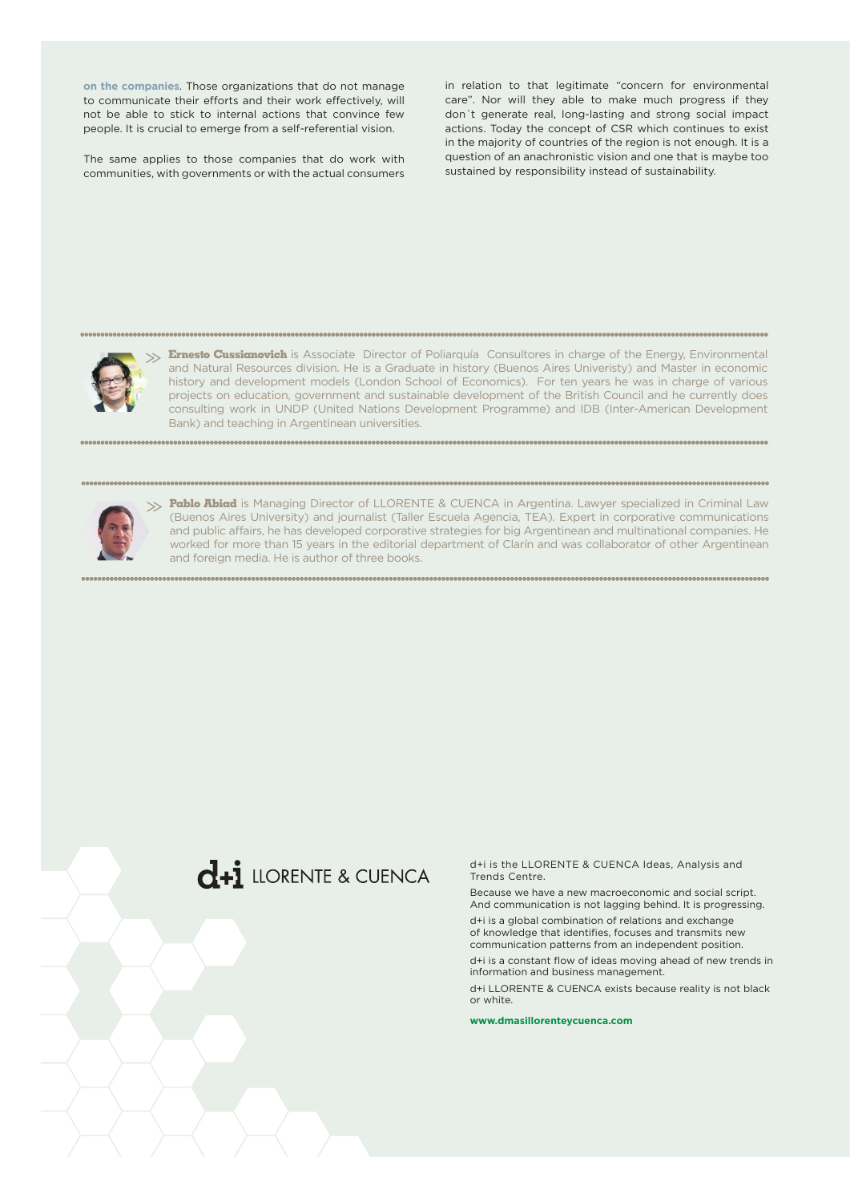**on the companies**. Those organizations that do not manage to communicate their efforts and their work effectively, will not be able to stick to internal actions that convince few people. It is crucial to emerge from a self-referential vision.

The same applies to those companies that do work with communities, with governments or with the actual consumers in relation to that legitimate "concern for environmental care". Nor will they able to make much progress if they don´t generate real, long-lasting and strong social impact actions. Today the concept of CSR which continues to exist in the majority of countries of the region is not enough. It is a question of an anachronistic vision and one that is maybe too sustained by responsibility instead of sustainability.

---

**Ernesto Cussianovich** is Associate Director of Poliarquía Consultores in charge of the Energy, Environmental and Natural Resources division. He is a Graduate in history (Buenos Aires Univeristy) and Master in economic history and development models (London School of Economics). For ten years he was in charge of various projects on education, government and sustainable development of the British Council and he currently does consulting work in UNDP (United Nations Development Programme) and IDB (Inter-American Development Bank) and teaching in Argentinean universities.

---

**Pablo Abiad** is Managing Director of LLORENTE & CUENCA in Argentina. Lawyer specialized in Criminal Law (Buenos Aires University) and journalist (Taller Escuela Agencia, TEA). Expert in corporative communications and public affairs, he has developed corporative strategies for big Argentinean and multinational companies. He worked for more than 15 years in the editorial department of Clarín and was collaborator of other Argentinean and foreign media. He is author of three books.

---

d+i LLORENTE & CUENCA

d+i is the LLORENTE & CUENCA Ideas, Analysis and Trends Centre.

Because we have a new macroeconomic and social script. And communication is not lagging behind. It is progressing.

d+i is a global combination of relations and exchange of knowledge that identifies, focuses and transmits new communication patterns from an independent position.

d+i is a constant flow of ideas moving ahead of new trends in information and business management.

d+i LLORENTE & CUENCA exists because reality is not black or white.

**www.dmasillorenteycuenca.com**